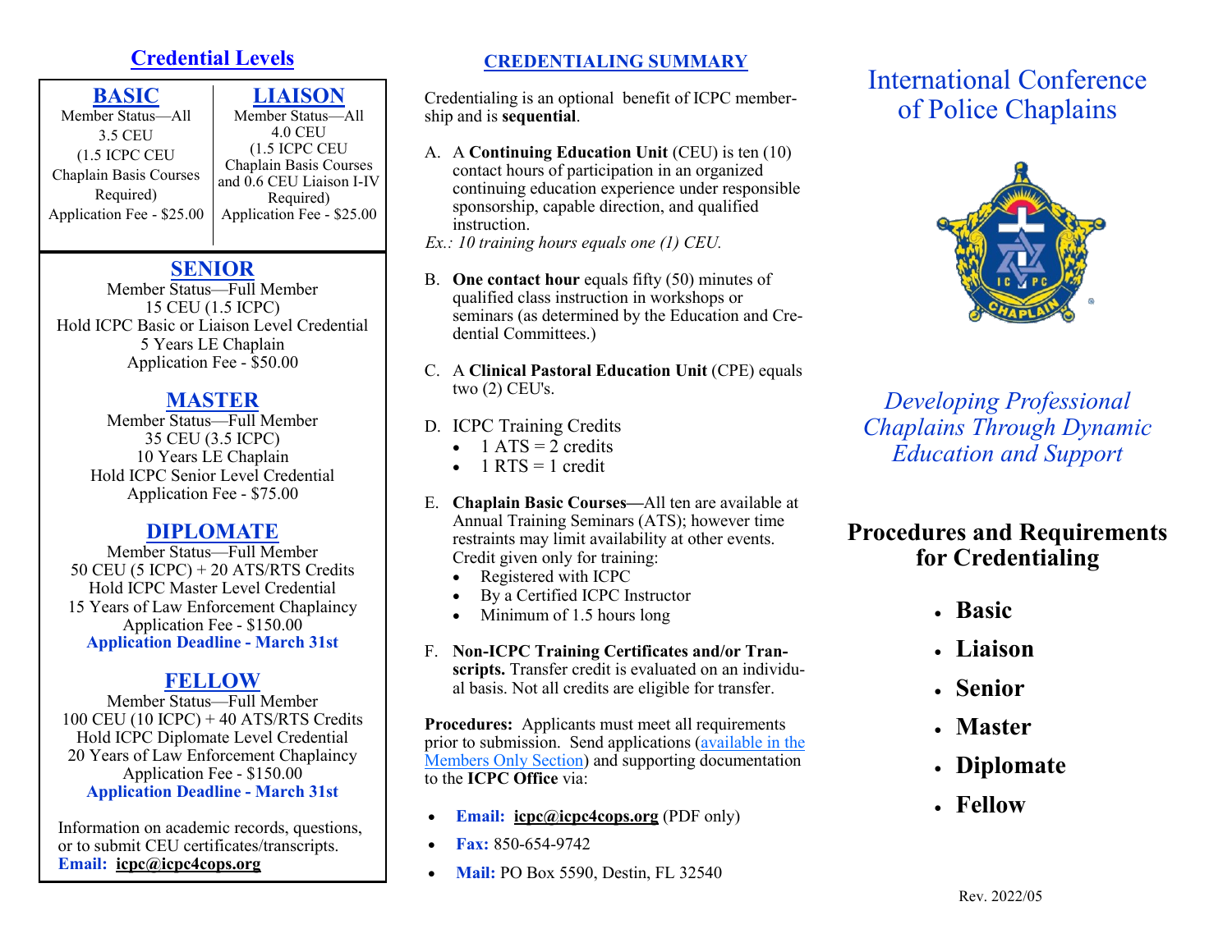## Credential Levels

| BASIC | LIAISON |
| --- | --- |
| Member Status—All | Member Status—All |
| 3.5 CEU | 4.0 CEU |
| (1.5 ICPC CEU Chaplain Basis Courses Required) | (1.5 ICPC CEU Chaplain Basis Courses and 0.6 CEU Liaison I-IV Required) |
| Application Fee - $25.00 | Application Fee - $25.00 |

### SENIOR

Member Status—Full Member
15 CEU (1.5 ICPC)
Hold ICPC Basic or Liaison Level Credential
5 Years LE Chaplain
Application Fee - $50.00

### MASTER

Member Status—Full Member
35 CEU (3.5 ICPC)
10 Years LE Chaplain
Hold ICPC Senior Level Credential
Application Fee - $75.00

### DIPLOMATE

Member Status—Full Member
50 CEU (5 ICPC) + 20 ATS/RTS Credits
Hold ICPC Master Level Credential
15 Years of Law Enforcement Chaplaincy
Application Fee - $150.00
**Application Deadline - March 31st**

### FELLOW

Member Status—Full Member
100 CEU (10 ICPC) + 40 ATS/RTS Credits
Hold ICPC Diplomate Level Credential
20 Years of Law Enforcement Chaplaincy
Application Fee - $150.00
**Application Deadline - March 31st**

Information on academic records, questions, or to submit CEU certificates/transcripts.
**Email: icpc@icpc4cops.org**

## CREDENTIALING SUMMARY

Credentialing is an optional benefit of ICPC membership and is **sequential**.

A. A **Continuing Education Unit** (CEU) is ten (10) contact hours of participation in an organized continuing education experience under responsible sponsorship, capable direction, and qualified instruction.
*Ex.: 10 training hours equals one (1) CEU.*

B. **One contact hour** equals fifty (50) minutes of qualified class instruction in workshops or seminars (as determined by the Education and Credential Committees.)

C. A **Clinical Pastoral Education Unit** (CPE) equals two (2) CEU's.

D. ICPC Training Credits
- 1 ATS = 2 credits
- 1 RTS = 1 credit

E. **Chaplain Basic Courses—**All ten are available at Annual Training Seminars (ATS); however time restraints may limit availability at other events. Credit given only for training:
- Registered with ICPC
- By a Certified ICPC Instructor
- Minimum of 1.5 hours long

F. **Non-ICPC Training Certificates and/or Transcripts.** Transfer credit is evaluated on an individual basis. Not all credits are eligible for transfer.

**Procedures:** Applicants must meet all requirements prior to submission. Send applications (available in the Members Only Section) and supporting documentation to the **ICPC Office** via:

- **Email:** **icpc@icpc4cops.org** (PDF only)
- **Fax:** 850-654-9742
- **Mail:** PO Box 5590, Destin, FL 32540

# International Conference of Police Chaplains

*Developing Professional Chaplains Through Dynamic Education and Support*

## Procedures and Requirements for Credentialing

- **Basic**
- **Liaison**
- **Senior**
- **Master**
- **Diplomate**
- **Fellow**

Rev. 2022/05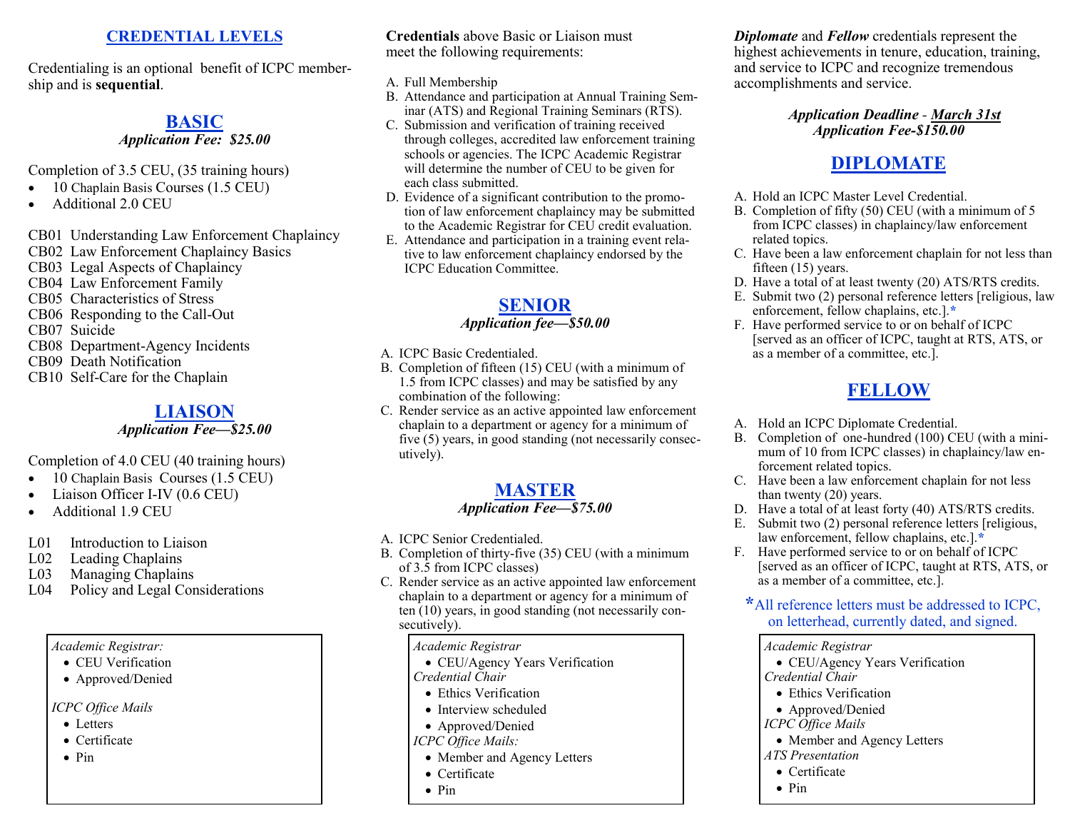## CREDENTIAL LEVELS

Credentialing is an optional benefit of ICPC membership and is **sequential**.

### BASIC

***Application Fee: $25.00***

Completion of 3.5 CEU, (35 training hours)

- 10 Chaplain Basis Courses (1.5 CEU)
- Additional 2.0 CEU

CB01 Understanding Law Enforcement Chaplaincy
CB02 Law Enforcement Chaplaincy Basics
CB03 Legal Aspects of Chaplaincy
CB04 Law Enforcement Family
CB05 Characteristics of Stress
CB06 Responding to the Call-Out
CB07 Suicide
CB08 Department-Agency Incidents
CB09 Death Notification
CB10 Self-Care for the Chaplain

### LIAISON

***Application Fee—$25.00***

Completion of 4.0 CEU (40 training hours)

- 10 Chaplain Basis Courses (1.5 CEU)
- Liaison Officer I-IV (0.6 CEU)
- Additional 1.9 CEU

L01 Introduction to Liaison
L02 Leading Chaplains
L03 Managing Chaplains
L04 Policy and Legal Considerations

*Academic Registrar:*
- CEU Verification
- Approved/Denied

*ICPC Office Mails*
- Letters
- Certificate
- Pin

**Credentials** above Basic or Liaison must meet the following requirements:

A. Full Membership
B. Attendance and participation at Annual Training Seminar (ATS) and Regional Training Seminars (RTS).
C. Submission and verification of training received through colleges, accredited law enforcement training schools or agencies. The ICPC Academic Registrar will determine the number of CEU to be given for each class submitted.
D. Evidence of a significant contribution to the promotion of law enforcement chaplaincy may be submitted to the Academic Registrar for CEU credit evaluation.
E. Attendance and participation in a training event relative to law enforcement chaplaincy endorsed by the ICPC Education Committee.

### SENIOR

***Application fee—$50.00***

A. ICPC Basic Credentialed.
B. Completion of fifteen (15) CEU (with a minimum of 1.5 from ICPC classes) and may be satisfied by any combination of the following:
C. Render service as an active appointed law enforcement chaplain to a department or agency for a minimum of five (5) years, in good standing (not necessarily consecutively).

### MASTER

***Application Fee—$75.00***

A. ICPC Senior Credentialed.
B. Completion of thirty-five (35) CEU (with a minimum of 3.5 from ICPC classes)
C. Render service as an active appointed law enforcement chaplain to a department or agency for a minimum of ten (10) years, in good standing (not necessarily consecutively).

*Academic Registrar*
- CEU/Agency Years Verification

*Credential Chair*
- Ethics Verification
- Interview scheduled
- Approved/Denied

*ICPC Office Mails:*
- Member and Agency Letters
- Certificate
- Pin

***Diplomate*** and ***Fellow*** credentials represent the highest achievements in tenure, education, training, and service to ICPC and recognize tremendous accomplishments and service.

***Application Deadline - <u>March 31st</u>***
***Application Fee-$150.00***

### DIPLOMATE

A. Hold an ICPC Master Level Credential.
B. Completion of fifty (50) CEU (with a minimum of 5 from ICPC classes) in chaplaincy/law enforcement related topics.
C. Have been a law enforcement chaplain for not less than fifteen (15) years.
D. Have a total of at least twenty (20) ATS/RTS credits.
E. Submit two (2) personal reference letters [religious, law enforcement, fellow chaplains, etc.].*
F. Have performed service to or on behalf of ICPC [served as an officer of ICPC, taught at RTS, ATS, or as a member of a committee, etc.].

### FELLOW

A. Hold an ICPC Diplomate Credential.
B. Completion of one-hundred (100) CEU (with a minimum of 10 from ICPC classes) in chaplaincy/law enforcement related topics.
C. Have been a law enforcement chaplain for not less than twenty (20) years.
D. Have a total of at least forty (40) ATS/RTS credits.
E. Submit two (2) personal reference letters [religious, law enforcement, fellow chaplains, etc.].*
F. Have performed service to or on behalf of ICPC [served as an officer of ICPC, taught at RTS, ATS, or as a member of a committee, etc.].

*All reference letters must be addressed to ICPC, on letterhead, currently dated, and signed.

*Academic Registrar*
- CEU/Agency Years Verification

*Credential Chair*
- Ethics Verification
- Approved/Denied

*ICPC Office Mails*
- Member and Agency Letters

*ATS Presentation*
- Certificate
- Pin